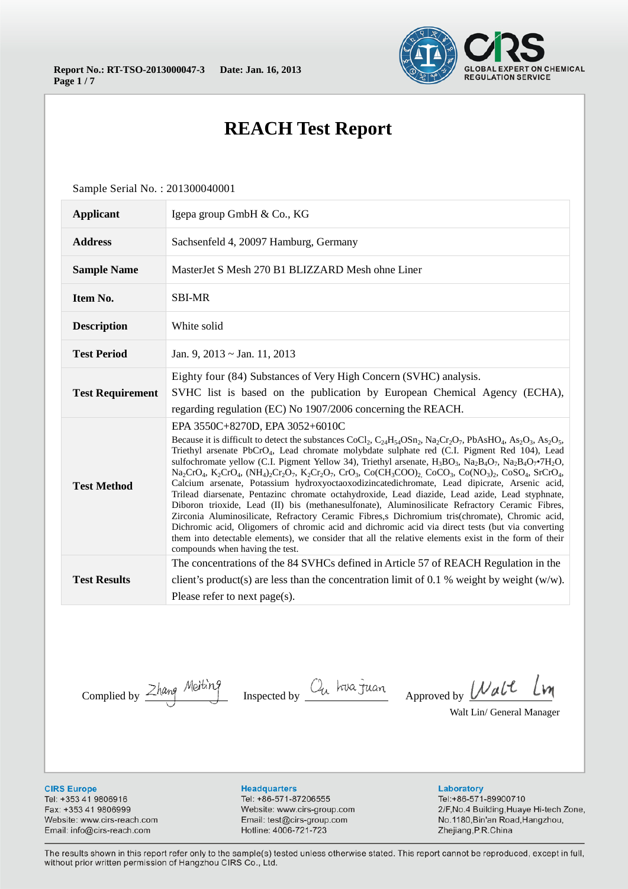Report No.: RT-TSO-2013000047-3 Date: Jan. 16, 2013

# REACH Test Report

Sample Serial No. : 201300040001

| | |
|---|---|
| **Applicant** | Igepa group GmbH & Co., KG |
| **Address** | Sachsenfeld 4, 20097 Hamburg, Germany |
| **Sample Name** | MasterJet S Mesh 270 B1 BLIZZARD Mesh ohne Liner |
| **Item No.** | SBI-MR |
| **Description** | White solid |
| **Test Period** | Jan. 9, 2013 ~ Jan. 11, 2013 |
| **Test Requirement** | Eighty four (84) Substances of Very High Concern (SVHC) analysis. SVHC list is based on the publication by European Chemical Agency (ECHA), regarding regulation (EC) No 1907/2006 concerning the REACH. |
| **Test Method** | EPA 3550C+8270D, EPA 3052+6010C<br>Because it is difficult to detect the substances $CoCl_2$, $C_{24}H_{54}OSn_2$, $Na_2Cr_2O_7$, $PbAsHO_4$, $As_2O_3$, $As_2O_5$, Triethyl arsenate $PbCrO_4$, Lead chromate molybdate sulphate red (C.I. Pigment Red 104), Lead sulfochromate yellow (C.I. Pigment Yellow 34), Triethyl arsenate, $H_3BO_3$, $Na_2B_4O_7$, $Na_2B_4O_7{\bullet}7H_2O$, $Na_2CrO_4$, $K_2CrO_4$, $(NH_4)_2Cr_2O_7$, $K_2Cr_2O_7$, $CrO_3$, $Co(CH_3COO)_2$, $CoCO_3$, $Co(NO_3)_2$, $CoSO_4$, $SrCrO_4$, Calcium arsenate, Potassium hydroxyoctaoxodizincatedichromate, Lead dipicrate, Arsenic acid, Trilead diarsenate, Pentazinc chromate octahydroxide, Lead diazide, Lead azide, Lead styphnate, Diboron trioxide, Lead (II) bis (methanesulfonate), Aluminosilicate Refractory Ceramic Fibres, Zirconia Aluminosilicate, Refractory Ceramic Fibres,s Dichromium tris(chromate), Chromic acid, Dichromic acid, Oligomers of chromic acid and dichromic acid via direct tests (but via converting them into detectable elements), we consider that all the relative elements exist in the form of their compounds when having the test. |
| **Test Results** | The concentrations of the 84 SVHCs defined in Article 57 of REACH Regulation in the client's product(s) are less than the concentration limit of 0.1 % weight by weight (w/w). Please refer to next page(s). |

Complied by Zhang Meiting    Inspected by Qu hua Juan    Approved by Walt Lin

Walt Lin/ General Manager

**CIRS Europe**
Tel: +353 41 9806916
Fax: +353 41 9806999
Website: www.cirs-reach.com
Email: info@cirs-reach.com

**Headquarters**
Tel: +86-571-87206555
Website: www.cirs-group.com
Email: test@cirs-group.com
Hotline: 4006-721-723

**Laboratory**
Tel:+86-571-89900710
2/F,No.4 Building,Huaye Hi-tech Zone, No.1180,Bin'an Road,Hangzhou, Zhejiang,P.R.China

The results shown in this report refer only to the sample(s) tested unless otherwise stated. This report cannot be reproduced, except in full, without prior written permission of Hangzhou CIRS Co., Ltd.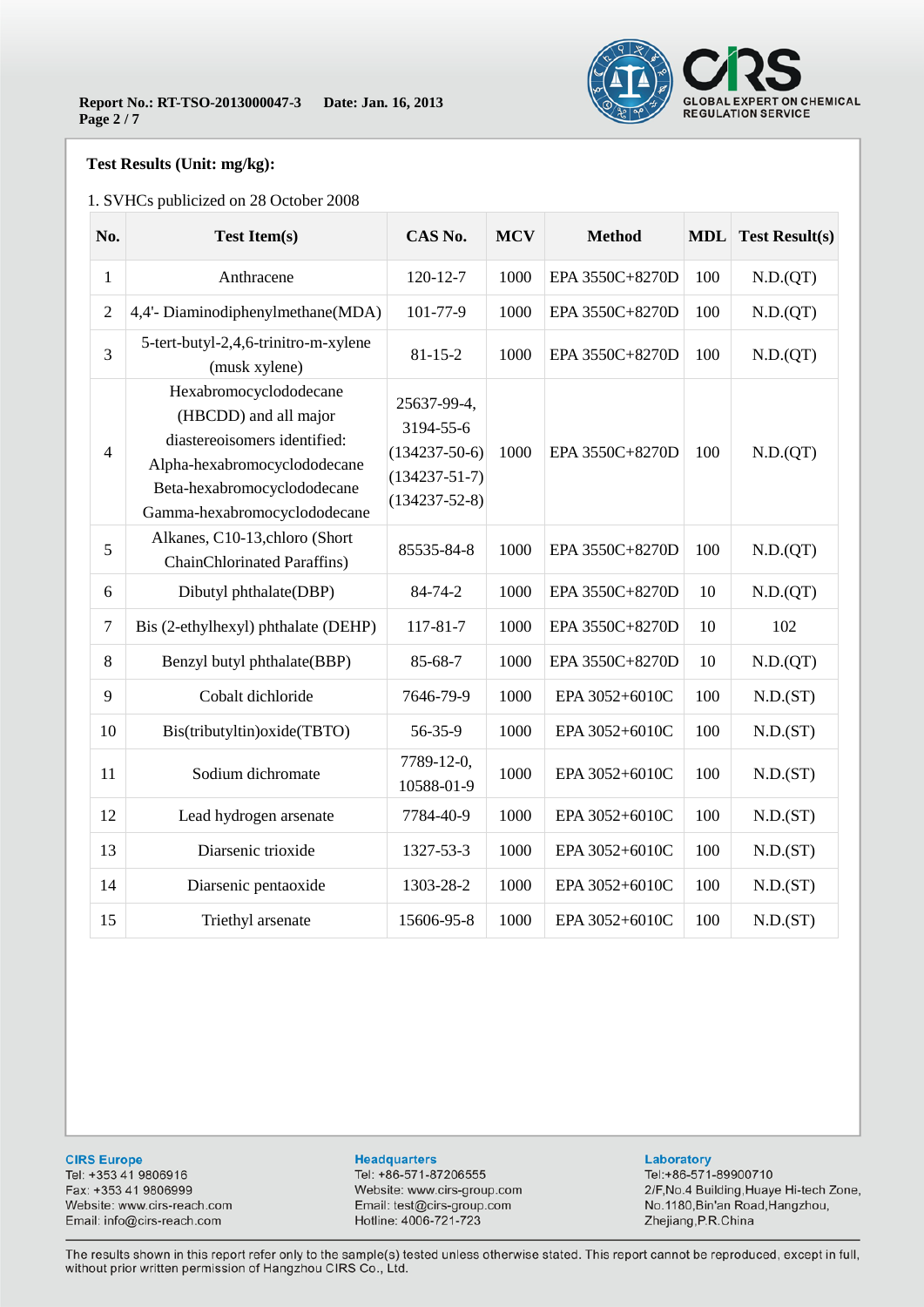**Test Results (Unit: mg/kg):**

1. SVHCs publicized on 28 October 2008

| No. | Test Item(s) | CAS No. | MCV | Method | MDL | Test Result(s) |
|---|---|---|---|---|---|---|
| 1 | Anthracene | 120-12-7 | 1000 | EPA 3550C+8270D | 100 | N.D.(QT) |
| 2 | 4,4'- Diaminodiphenylmethane(MDA) | 101-77-9 | 1000 | EPA 3550C+8270D | 100 | N.D.(QT) |
| 3 | 5-tert-butyl-2,4,6-trinitro-m-xylene (musk xylene) | 81-15-2 | 1000 | EPA 3550C+8270D | 100 | N.D.(QT) |
| 4 | Hexabromocyclododecane (HBCDD) and all major diastereoisomers identified: Alpha-hexabromocyclododecane Beta-hexabromocyclododecane Gamma-hexabromocyclododecane | 25637-99-4, 3194-55-6 (134237-50-6) (134237-51-7) (134237-52-8) | 1000 | EPA 3550C+8270D | 100 | N.D.(QT) |
| 5 | Alkanes, C10-13,chloro (Short ChainChlorinated Paraffins) | 85535-84-8 | 1000 | EPA 3550C+8270D | 100 | N.D.(QT) |
| 6 | Dibutyl phthalate(DBP) | 84-74-2 | 1000 | EPA 3550C+8270D | 10 | N.D.(QT) |
| 7 | Bis (2-ethylhexyl) phthalate (DEHP) | 117-81-7 | 1000 | EPA 3550C+8270D | 10 | 102 |
| 8 | Benzyl butyl phthalate(BBP) | 85-68-7 | 1000 | EPA 3550C+8270D | 10 | N.D.(QT) |
| 9 | Cobalt dichloride | 7646-79-9 | 1000 | EPA 3052+6010C | 100 | N.D.(ST) |
| 10 | Bis(tributyltin)oxide(TBTO) | 56-35-9 | 1000 | EPA 3052+6010C | 100 | N.D.(ST) |
| 11 | Sodium dichromate | 7789-12-0, 10588-01-9 | 1000 | EPA 3052+6010C | 100 | N.D.(ST) |
| 12 | Lead hydrogen arsenate | 7784-40-9 | 1000 | EPA 3052+6010C | 100 | N.D.(ST) |
| 13 | Diarsenic trioxide | 1327-53-3 | 1000 | EPA 3052+6010C | 100 | N.D.(ST) |
| 14 | Diarsenic pentaoxide | 1303-28-2 | 1000 | EPA 3052+6010C | 100 | N.D.(ST) |
| 15 | Triethyl arsenate | 15606-95-8 | 1000 | EPA 3052+6010C | 100 | N.D.(ST) |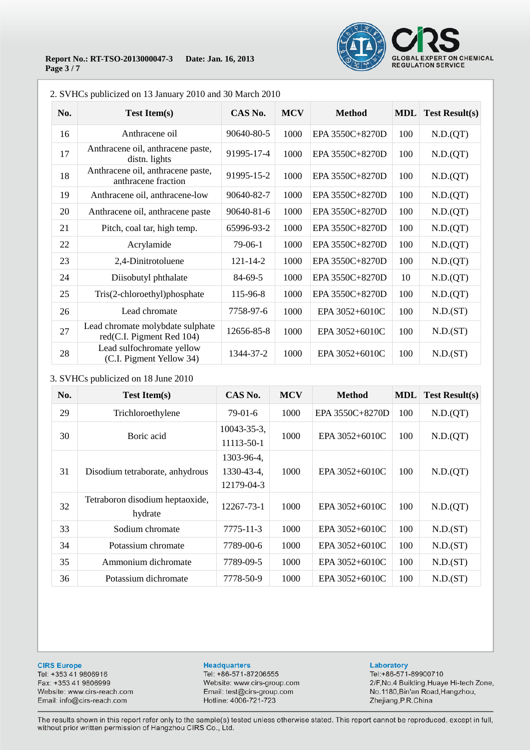2. SVHCs publicized on 13 January 2010 and 30 March 2010

| No. | Test Item(s) | CAS No. | MCV | Method | MDL | Test Result(s) |
|---|---|---|---|---|---|---|
| 16 | Anthracene oil | 90640-80-5 | 1000 | EPA 3550C+8270D | 100 | N.D.(QT) |
| 17 | Anthracene oil, anthracene paste, distn. lights | 91995-17-4 | 1000 | EPA 3550C+8270D | 100 | N.D.(QT) |
| 18 | Anthracene oil, anthracene paste, anthracene fraction | 91995-15-2 | 1000 | EPA 3550C+8270D | 100 | N.D.(QT) |
| 19 | Anthracene oil, anthracene-low | 90640-82-7 | 1000 | EPA 3550C+8270D | 100 | N.D.(QT) |
| 20 | Anthracene oil, anthracene paste | 90640-81-6 | 1000 | EPA 3550C+8270D | 100 | N.D.(QT) |
| 21 | Pitch, coal tar, high temp. | 65996-93-2 | 1000 | EPA 3550C+8270D | 100 | N.D.(QT) |
| 22 | Acrylamide | 79-06-1 | 1000 | EPA 3550C+8270D | 100 | N.D.(QT) |
| 23 | 2,4-Dinitrotoluene | 121-14-2 | 1000 | EPA 3550C+8270D | 100 | N.D.(QT) |
| 24 | Diisobutyl phthalate | 84-69-5 | 1000 | EPA 3550C+8270D | 10 | N.D.(QT) |
| 25 | Tris(2-chloroethyl)phosphate | 115-96-8 | 1000 | EPA 3550C+8270D | 100 | N.D.(QT) |
| 26 | Lead chromate | 7758-97-6 | 1000 | EPA 3052+6010C | 100 | N.D.(ST) |
| 27 | Lead chromate molybdate sulphate red(C.I. Pigment Red 104) | 12656-85-8 | 1000 | EPA 3052+6010C | 100 | N.D.(ST) |
| 28 | Lead sulfochromate yellow (C.I. Pigment Yellow 34) | 1344-37-2 | 1000 | EPA 3052+6010C | 100 | N.D.(ST) |

3. SVHCs publicized on 18 June 2010

| No. | Test Item(s) | CAS No. | MCV | Method | MDL | Test Result(s) |
|---|---|---|---|---|---|---|
| 29 | Trichloroethylene | 79-01-6 | 1000 | EPA 3550C+8270D | 100 | N.D.(QT) |
| 30 | Boric acid | 10043-35-3, 11113-50-1 | 1000 | EPA 3052+6010C | 100 | N.D.(QT) |
| 31 | Disodium tetraborate, anhydrous | 1303-96-4, 1330-43-4, 12179-04-3 | 1000 | EPA 3052+6010C | 100 | N.D.(QT) |
| 32 | Tetraboron disodium heptaoxide, hydrate | 12267-73-1 | 1000 | EPA 3052+6010C | 100 | N.D.(QT) |
| 33 | Sodium chromate | 7775-11-3 | 1000 | EPA 3052+6010C | 100 | N.D.(ST) |
| 34 | Potassium chromate | 7789-00-6 | 1000 | EPA 3052+6010C | 100 | N.D.(ST) |
| 35 | Ammonium dichromate | 7789-09-5 | 1000 | EPA 3052+6010C | 100 | N.D.(ST) |
| 36 | Potassium dichromate | 7778-50-9 | 1000 | EPA 3052+6010C | 100 | N.D.(ST) |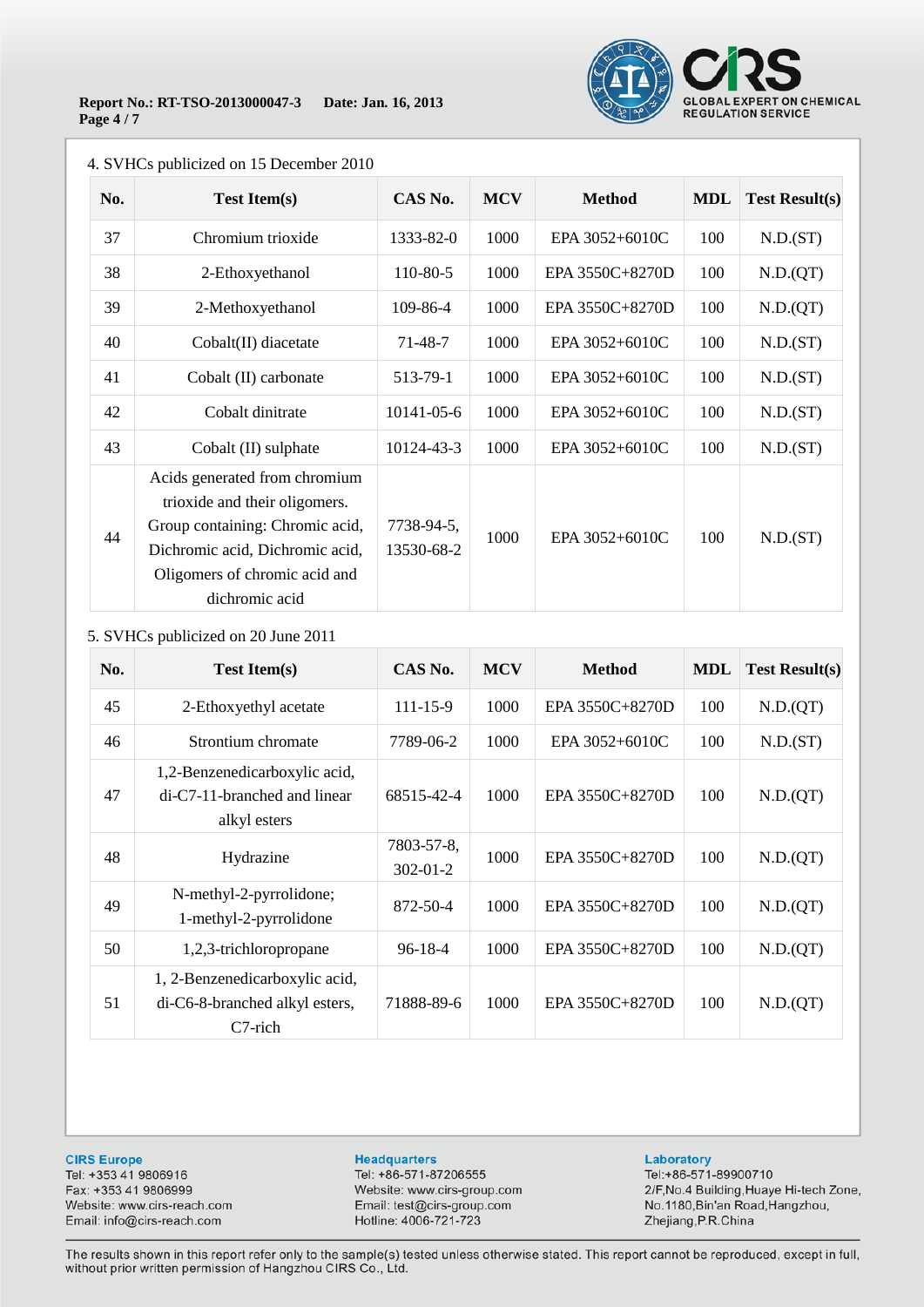4. SVHCs publicized on 15 December 2010

| No. | Test Item(s) | CAS No. | MCV | Method | MDL | Test Result(s) |
|---|---|---|---|---|---|---|
| 37 | Chromium trioxide | 1333-82-0 | 1000 | EPA 3052+6010C | 100 | N.D.(ST) |
| 38 | 2-Ethoxyethanol | 110-80-5 | 1000 | EPA 3550C+8270D | 100 | N.D.(QT) |
| 39 | 2-Methoxyethanol | 109-86-4 | 1000 | EPA 3550C+8270D | 100 | N.D.(QT) |
| 40 | Cobalt(II) diacetate | 71-48-7 | 1000 | EPA 3052+6010C | 100 | N.D.(ST) |
| 41 | Cobalt (II) carbonate | 513-79-1 | 1000 | EPA 3052+6010C | 100 | N.D.(ST) |
| 42 | Cobalt dinitrate | 10141-05-6 | 1000 | EPA 3052+6010C | 100 | N.D.(ST) |
| 43 | Cobalt (II) sulphate | 10124-43-3 | 1000 | EPA 3052+6010C | 100 | N.D.(ST) |
| 44 | Acids generated from chromium trioxide and their oligomers. Group containing: Chromic acid, Dichromic acid, Dichromic acid, Oligomers of chromic acid and dichromic acid | 7738-94-5, 13530-68-2 | 1000 | EPA 3052+6010C | 100 | N.D.(ST) |

5. SVHCs publicized on 20 June 2011

| No. | Test Item(s) | CAS No. | MCV | Method | MDL | Test Result(s) |
|---|---|---|---|---|---|---|
| 45 | 2-Ethoxyethyl acetate | 111-15-9 | 1000 | EPA 3550C+8270D | 100 | N.D.(QT) |
| 46 | Strontium chromate | 7789-06-2 | 1000 | EPA 3052+6010C | 100 | N.D.(ST) |
| 47 | 1,2-Benzenedicarboxylic acid, di-C7-11-branched and linear alkyl esters | 68515-42-4 | 1000 | EPA 3550C+8270D | 100 | N.D.(QT) |
| 48 | Hydrazine | 7803-57-8, 302-01-2 | 1000 | EPA 3550C+8270D | 100 | N.D.(QT) |
| 49 | N-methyl-2-pyrrolidone; 1-methyl-2-pyrrolidone | 872-50-4 | 1000 | EPA 3550C+8270D | 100 | N.D.(QT) |
| 50 | 1,2,3-trichloropropane | 96-18-4 | 1000 | EPA 3550C+8270D | 100 | N.D.(QT) |
| 51 | 1, 2-Benzenedicarboxylic acid, di-C6-8-branched alkyl esters, C7-rich | 71888-89-6 | 1000 | EPA 3550C+8270D | 100 | N.D.(QT) |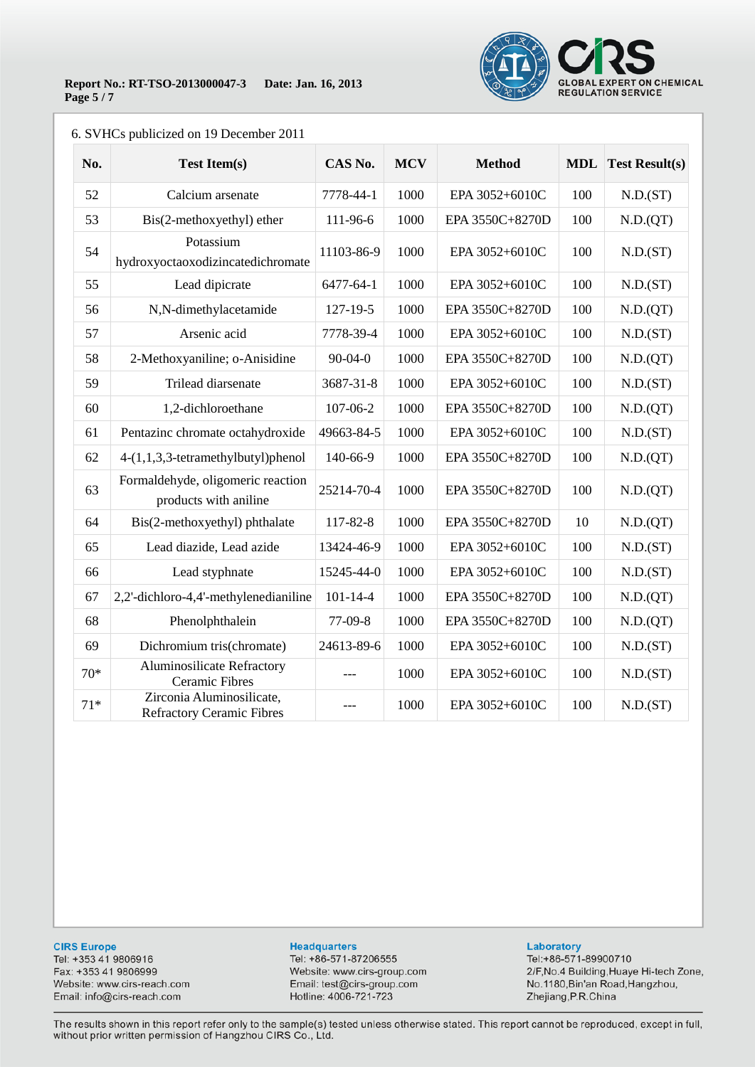6. SVHCs publicized on 19 December 2011

| No. | Test Item(s) | CAS No. | MCV | Method | MDL | Test Result(s) |
|---|---|---|---|---|---|---|
| 52 | Calcium arsenate | 7778-44-1 | 1000 | EPA 3052+6010C | 100 | N.D.(ST) |
| 53 | Bis(2-methoxyethyl) ether | 111-96-6 | 1000 | EPA 3550C+8270D | 100 | N.D.(QT) |
| 54 | Potassium hydroxyoctaoxodizincatedichromate | 11103-86-9 | 1000 | EPA 3052+6010C | 100 | N.D.(ST) |
| 55 | Lead dipicrate | 6477-64-1 | 1000 | EPA 3052+6010C | 100 | N.D.(ST) |
| 56 | N,N-dimethylacetamide | 127-19-5 | 1000 | EPA 3550C+8270D | 100 | N.D.(QT) |
| 57 | Arsenic acid | 7778-39-4 | 1000 | EPA 3052+6010C | 100 | N.D.(ST) |
| 58 | 2-Methoxyaniline; o-Anisidine | 90-04-0 | 1000 | EPA 3550C+8270D | 100 | N.D.(QT) |
| 59 | Trilead diarsenate | 3687-31-8 | 1000 | EPA 3052+6010C | 100 | N.D.(ST) |
| 60 | 1,2-dichloroethane | 107-06-2 | 1000 | EPA 3550C+8270D | 100 | N.D.(QT) |
| 61 | Pentazinc chromate octahydroxide | 49663-84-5 | 1000 | EPA 3052+6010C | 100 | N.D.(ST) |
| 62 | 4-(1,1,3,3-tetramethylbutyl)phenol | 140-66-9 | 1000 | EPA 3550C+8270D | 100 | N.D.(QT) |
| 63 | Formaldehyde, oligomeric reaction products with aniline | 25214-70-4 | 1000 | EPA 3550C+8270D | 100 | N.D.(QT) |
| 64 | Bis(2-methoxyethyl) phthalate | 117-82-8 | 1000 | EPA 3550C+8270D | 10 | N.D.(QT) |
| 65 | Lead diazide, Lead azide | 13424-46-9 | 1000 | EPA 3052+6010C | 100 | N.D.(ST) |
| 66 | Lead styphnate | 15245-44-0 | 1000 | EPA 3052+6010C | 100 | N.D.(ST) |
| 67 | 2,2'-dichloro-4,4'-methylenedianiline | 101-14-4 | 1000 | EPA 3550C+8270D | 100 | N.D.(QT) |
| 68 | Phenolphthalein | 77-09-8 | 1000 | EPA 3550C+8270D | 100 | N.D.(QT) |
| 69 | Dichromium tris(chromate) | 24613-89-6 | 1000 | EPA 3052+6010C | 100 | N.D.(ST) |
| 70* | Aluminosilicate Refractory Ceramic Fibres | --- | 1000 | EPA 3052+6010C | 100 | N.D.(ST) |
| 71* | Zirconia Aluminosilicate, Refractory Ceramic Fibres | --- | 1000 | EPA 3052+6010C | 100 | N.D.(ST) |

**CIRS Europe**
Tel: +353 41 9806916
Fax: +353 41 9806999
Website: www.cirs-reach.com
Email: info@cirs-reach.com

**Headquarters**
Tel: +86-571-87206555
Website: www.cirs-group.com
Email: test@cirs-group.com
Hotline: 4006-721-723

**Laboratory**
Tel:+86-571-89900710
2/F,No.4 Building,Huaye Hi-tech Zone, No.1180,Bin'an Road,Hangzhou, Zhejiang,P.R.China

The results shown in this report refer only to the sample(s) tested unless otherwise stated. This report cannot be reproduced, except in full, without prior written permission of Hangzhou CIRS Co., Ltd.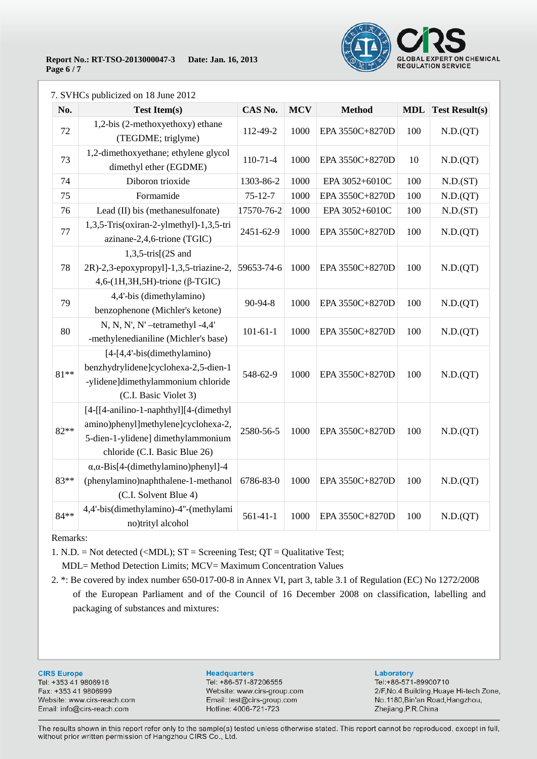7. SVHCs publicized on 18 June 2012

| No. | Test Item(s) | CAS No. | MCV | Method | MDL | Test Result(s) |
|---|---|---|---|---|---|---|
| 72 | 1,2-bis (2-methoxyethoxy) ethane (TEGDME; triglyme) | 112-49-2 | 1000 | EPA 3550C+8270D | 100 | N.D.(QT) |
| 73 | 1,2-dimethoxyethane; ethylene glycol dimethyl ether (EGDME) | 110-71-4 | 1000 | EPA 3550C+8270D | 10 | N.D.(QT) |
| 74 | Diboron trioxide | 1303-86-2 | 1000 | EPA 3052+6010C | 100 | N.D.(ST) |
| 75 | Formamide | 75-12-7 | 1000 | EPA 3550C+8270D | 100 | N.D.(QT) |
| 76 | Lead (II) bis (methanesulfonate) | 17570-76-2 | 1000 | EPA 3052+6010C | 100 | N.D.(ST) |
| 77 | 1,3,5-Tris(oxiran-2-ylmethyl)-1,3,5-tri azinane-2,4,6-trione (TGIC) | 2451-62-9 | 1000 | EPA 3550C+8270D | 100 | N.D.(QT) |
| 78 | 1,3,5-tris[(2S and 2R)-2,3-epoxypropyl]-1,3,5-triazine-2, 4,6-(1H,3H,5H)-trione (β-TGIC) | 59653-74-6 | 1000 | EPA 3550C+8270D | 100 | N.D.(QT) |
| 79 | 4,4'-bis (dimethylamino) benzophenone (Michler's ketone) | 90-94-8 | 1000 | EPA 3550C+8270D | 100 | N.D.(QT) |
| 80 | N, N, N', N' –tetramethyl -4,4' -methylenedianiline (Michler's base) | 101-61-1 | 1000 | EPA 3550C+8270D | 100 | N.D.(QT) |
| 81** | [4-[4,4'-bis(dimethylamino) benzhydrylidene]cyclohexa-2,5-dien-1 -ylidene]dimethylammonium chloride (C.I. Basic Violet 3) | 548-62-9 | 1000 | EPA 3550C+8270D | 100 | N.D.(QT) |
| 82** | [4-[[4-anilino-1-naphthyl][4-(dimethyl amino)phenyl]methylene]cyclohexa-2, 5-dien-1-ylidene] dimethylammonium chloride (C.I. Basic Blue 26) | 2580-56-5 | 1000 | EPA 3550C+8270D | 100 | N.D.(QT) |
| 83** | α,α-Bis[4-(dimethylamino)phenyl]-4 (phenylamino)naphthalene-1-methanol (C.I. Solvent Blue 4) | 6786-83-0 | 1000 | EPA 3550C+8270D | 100 | N.D.(QT) |
| 84** | 4,4'-bis(dimethylamino)-4"-(methylami no)trityl alcohol | 561-41-1 | 1000 | EPA 3550C+8270D | 100 | N.D.(QT) |

Remarks:

1. N.D. = Not detected (<MDL); ST = Screening Test; QT = Qualitative Test;
   MDL= Method Detection Limits; MCV= Maximum Concentration Values
2. *: Be covered by index number 650-017-00-8 in Annex VI, part 3, table 3.1 of Regulation (EC) No 1272/2008 of the European Parliament and of the Council of 16 December 2008 on classification, labelling and packaging of substances and mixtures: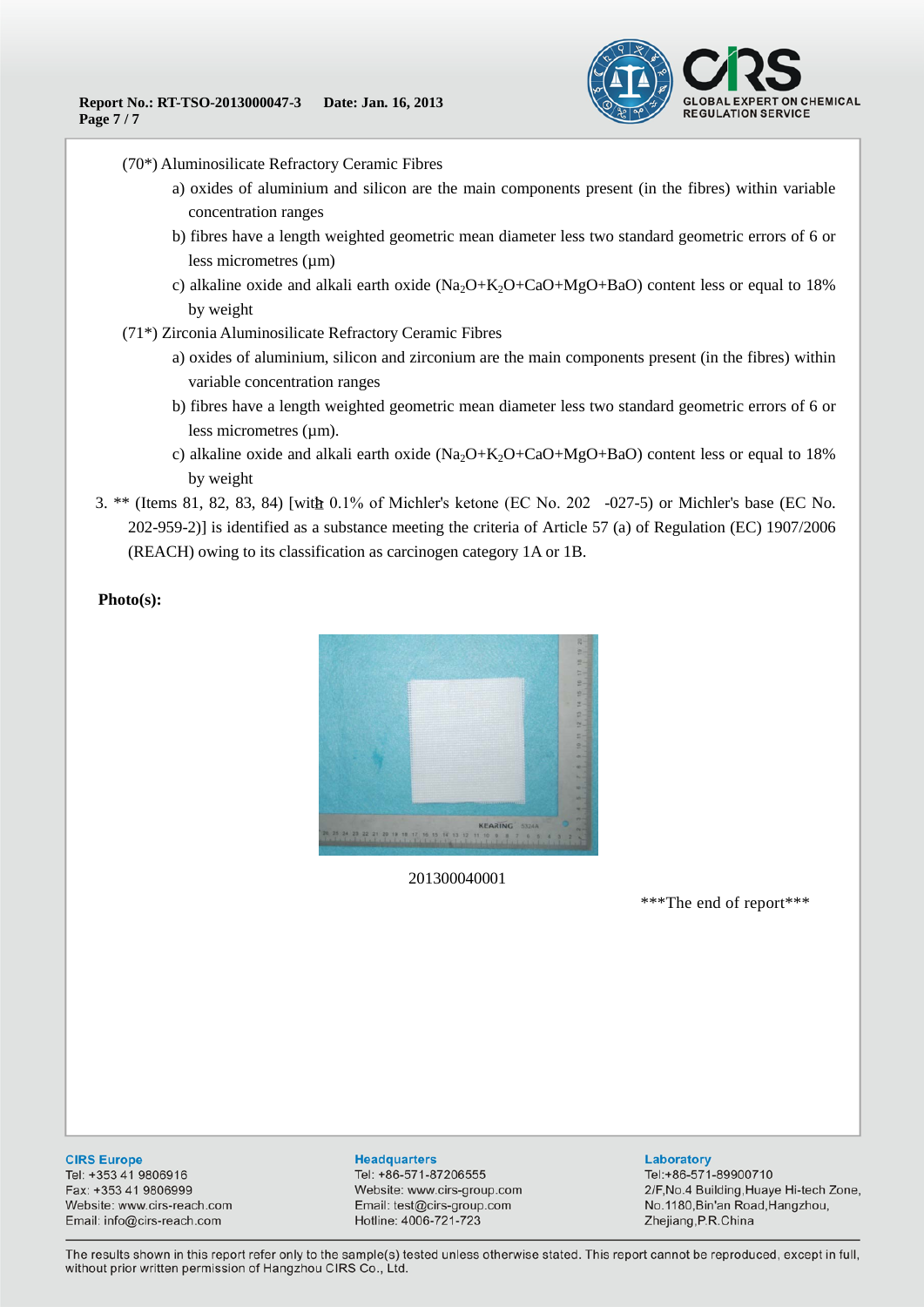(70*) Aluminosilicate Refractory Ceramic Fibres

a) oxides of aluminium and silicon are the main components present (in the fibres) within variable concentration ranges

b) fibres have a length weighted geometric mean diameter less two standard geometric errors of 6 or less micrometres (µm)

c) alkaline oxide and alkali earth oxide ($Na_2O$+$K_2O$+CaO+MgO+BaO) content less or equal to 18% by weight

(71*) Zirconia Aluminosilicate Refractory Ceramic Fibres

a) oxides of aluminium, silicon and zirconium are the main components present (in the fibres) within variable concentration ranges

b) fibres have a length weighted geometric mean diameter less two standard geometric errors of 6 or less micrometres (µm).

c) alkaline oxide and alkali earth oxide ($Na_2O$+$K_2O$+CaO+MgO+BaO) content less or equal to 18% by weight

3. ** (Items 81, 82, 83, 84) [with ≥ 0.1% of Michler's ketone (EC No. 202 -027-5) or Michler's base (EC No. 202-959-2)] is identified as a substance meeting the criteria of Article 57 (a) of Regulation (EC) 1907/2006 (REACH) owing to its classification as carcinogen category 1A or 1B.

**Photo(s):**

201300040001

***The end of report***

**CIRS Europe**
Tel: +353 41 9806916
Fax: +353 41 9806999
Website: www.cirs-reach.com
Email: info@cirs-reach.com

**Headquarters**
Tel: +86-571-87206555
Website: www.cirs-group.com
Email: test@cirs-group.com
Hotline: 4006-721-723

**Laboratory**
Tel:+86-571-89900710
2/F,No.4 Building,Huaye Hi-tech Zone, No.1180,Bin'an Road,Hangzhou, Zhejiang,P.R.China

The results shown in this report refer only to the sample(s) tested unless otherwise stated. This report cannot be reproduced, except in full, without prior written permission of Hangzhou CIRS Co., Ltd.